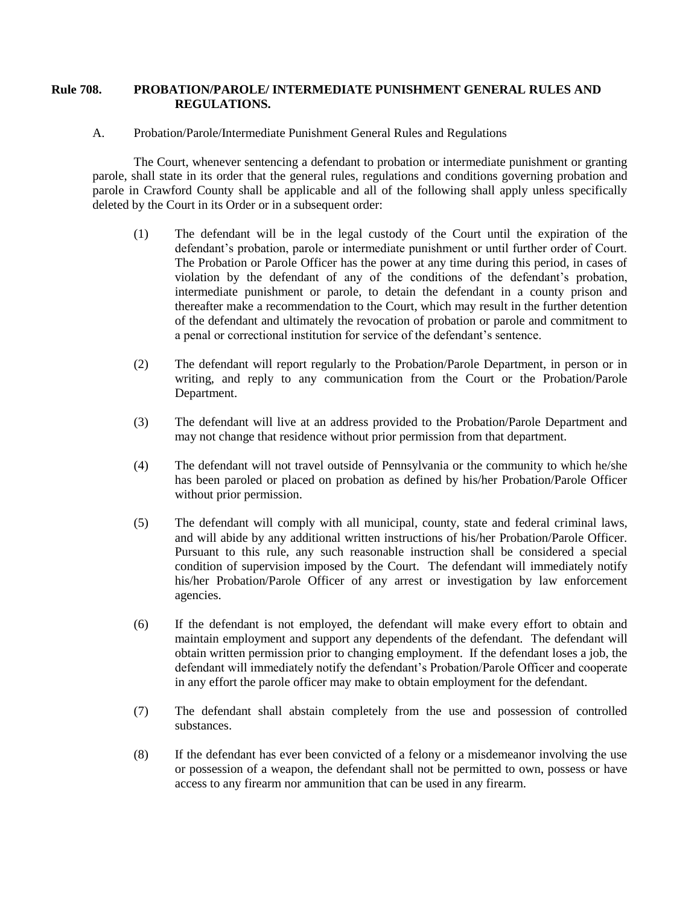## Rule 708. PROBATION/PAROLE/ INTERMEDIATE PUNISHMENT GENERAL RULES AND REGULATIONS.

A. Probation/Parole/Intermediate Punishment General Rules and Regulations

The Court, whenever sentencing a defendant to probation or intermediate punishment or granting parole, shall state in its order that the general rules, regulations and conditions governing probation and parole in Crawford County shall be applicable and all of the following shall apply unless specifically deleted by the Court in its Order or in a subsequent order:

(1) The defendant will be in the legal custody of the Court until the expiration of the defendant's probation, parole or intermediate punishment or until further order of Court. The Probation or Parole Officer has the power at any time during this period, in cases of violation by the defendant of any of the conditions of the defendant's probation, intermediate punishment or parole, to detain the defendant in a county prison and thereafter make a recommendation to the Court, which may result in the further detention of the defendant and ultimately the revocation of probation or parole and commitment to a penal or correctional institution for service of the defendant's sentence.

(2) The defendant will report regularly to the Probation/Parole Department, in person or in writing, and reply to any communication from the Court or the Probation/Parole Department.

(3) The defendant will live at an address provided to the Probation/Parole Department and may not change that residence without prior permission from that department.

(4) The defendant will not travel outside of Pennsylvania or the community to which he/she has been paroled or placed on probation as defined by his/her Probation/Parole Officer without prior permission.

(5) The defendant will comply with all municipal, county, state and federal criminal laws, and will abide by any additional written instructions of his/her Probation/Parole Officer. Pursuant to this rule, any such reasonable instruction shall be considered a special condition of supervision imposed by the Court. The defendant will immediately notify his/her Probation/Parole Officer of any arrest or investigation by law enforcement agencies.

(6) If the defendant is not employed, the defendant will make every effort to obtain and maintain employment and support any dependents of the defendant. The defendant will obtain written permission prior to changing employment. If the defendant loses a job, the defendant will immediately notify the defendant's Probation/Parole Officer and cooperate in any effort the parole officer may make to obtain employment for the defendant.

(7) The defendant shall abstain completely from the use and possession of controlled substances.

(8) If the defendant has ever been convicted of a felony or a misdemeanor involving the use or possession of a weapon, the defendant shall not be permitted to own, possess or have access to any firearm nor ammunition that can be used in any firearm.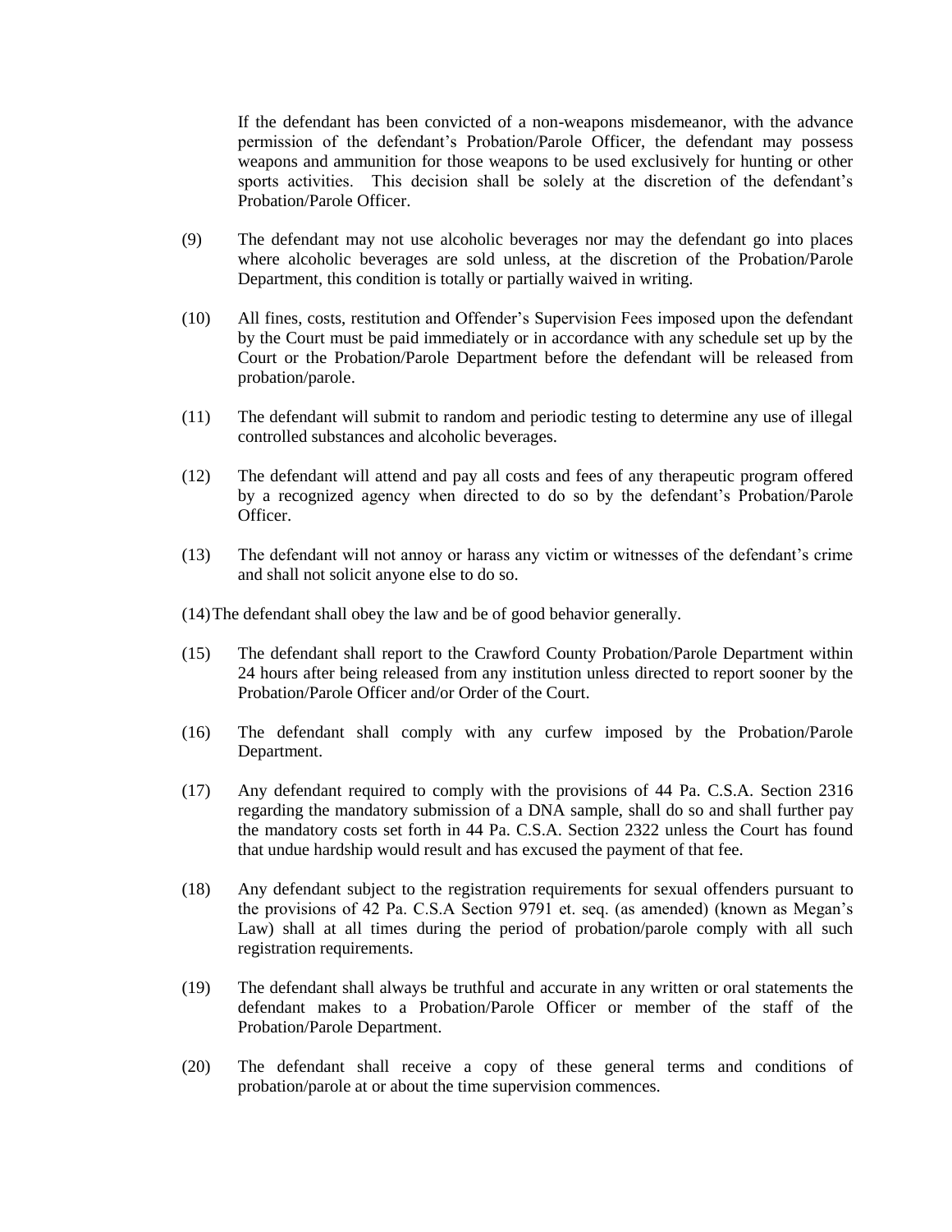If the defendant has been convicted of a non-weapons misdemeanor, with the advance permission of the defendant's Probation/Parole Officer, the defendant may possess weapons and ammunition for those weapons to be used exclusively for hunting or other sports activities. This decision shall be solely at the discretion of the defendant's Probation/Parole Officer.

(9) The defendant may not use alcoholic beverages nor may the defendant go into places where alcoholic beverages are sold unless, at the discretion of the Probation/Parole Department, this condition is totally or partially waived in writing.

(10) All fines, costs, restitution and Offender's Supervision Fees imposed upon the defendant by the Court must be paid immediately or in accordance with any schedule set up by the Court or the Probation/Parole Department before the defendant will be released from probation/parole.

(11) The defendant will submit to random and periodic testing to determine any use of illegal controlled substances and alcoholic beverages.

(12) The defendant will attend and pay all costs and fees of any therapeutic program offered by a recognized agency when directed to do so by the defendant's Probation/Parole Officer.

(13) The defendant will not annoy or harass any victim or witnesses of the defendant's crime and shall not solicit anyone else to do so.

(14) The defendant shall obey the law and be of good behavior generally.

(15) The defendant shall report to the Crawford County Probation/Parole Department within 24 hours after being released from any institution unless directed to report sooner by the Probation/Parole Officer and/or Order of the Court.

(16) The defendant shall comply with any curfew imposed by the Probation/Parole Department.

(17) Any defendant required to comply with the provisions of 44 Pa. C.S.A. Section 2316 regarding the mandatory submission of a DNA sample, shall do so and shall further pay the mandatory costs set forth in 44 Pa. C.S.A. Section 2322 unless the Court has found that undue hardship would result and has excused the payment of that fee.

(18) Any defendant subject to the registration requirements for sexual offenders pursuant to the provisions of 42 Pa. C.S.A Section 9791 et. seq. (as amended) (known as Megan's Law) shall at all times during the period of probation/parole comply with all such registration requirements.

(19) The defendant shall always be truthful and accurate in any written or oral statements the defendant makes to a Probation/Parole Officer or member of the staff of the Probation/Parole Department.

(20) The defendant shall receive a copy of these general terms and conditions of probation/parole at or about the time supervision commences.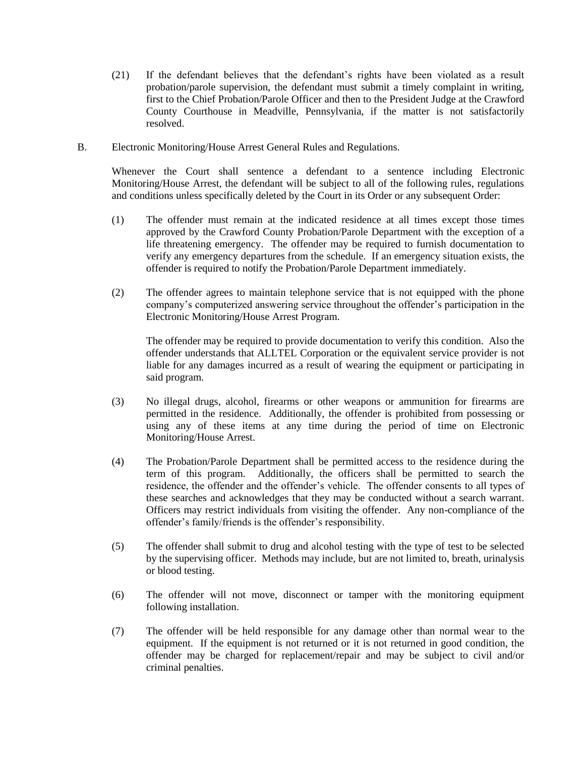(21) If the defendant believes that the defendant's rights have been violated as a result probation/parole supervision, the defendant must submit a timely complaint in writing, first to the Chief Probation/Parole Officer and then to the President Judge at the Crawford County Courthouse in Meadville, Pennsylvania, if the matter is not satisfactorily resolved.

B. Electronic Monitoring/House Arrest General Rules and Regulations.

Whenever the Court shall sentence a defendant to a sentence including Electronic Monitoring/House Arrest, the defendant will be subject to all of the following rules, regulations and conditions unless specifically deleted by the Court in its Order or any subsequent Order:

(1) The offender must remain at the indicated residence at all times except those times approved by the Crawford County Probation/Parole Department with the exception of a life threatening emergency. The offender may be required to furnish documentation to verify any emergency departures from the schedule. If an emergency situation exists, the offender is required to notify the Probation/Parole Department immediately.

(2) The offender agrees to maintain telephone service that is not equipped with the phone company's computerized answering service throughout the offender's participation in the Electronic Monitoring/House Arrest Program.

The offender may be required to provide documentation to verify this condition. Also the offender understands that ALLTEL Corporation or the equivalent service provider is not liable for any damages incurred as a result of wearing the equipment or participating in said program.

(3) No illegal drugs, alcohol, firearms or other weapons or ammunition for firearms are permitted in the residence. Additionally, the offender is prohibited from possessing or using any of these items at any time during the period of time on Electronic Monitoring/House Arrest.

(4) The Probation/Parole Department shall be permitted access to the residence during the term of this program. Additionally, the officers shall be permitted to search the residence, the offender and the offender's vehicle. The offender consents to all types of these searches and acknowledges that they may be conducted without a search warrant. Officers may restrict individuals from visiting the offender. Any non-compliance of the offender's family/friends is the offender's responsibility.

(5) The offender shall submit to drug and alcohol testing with the type of test to be selected by the supervising officer. Methods may include, but are not limited to, breath, urinalysis or blood testing.

(6) The offender will not move, disconnect or tamper with the monitoring equipment following installation.

(7) The offender will be held responsible for any damage other than normal wear to the equipment. If the equipment is not returned or it is not returned in good condition, the offender may be charged for replacement/repair and may be subject to civil and/or criminal penalties.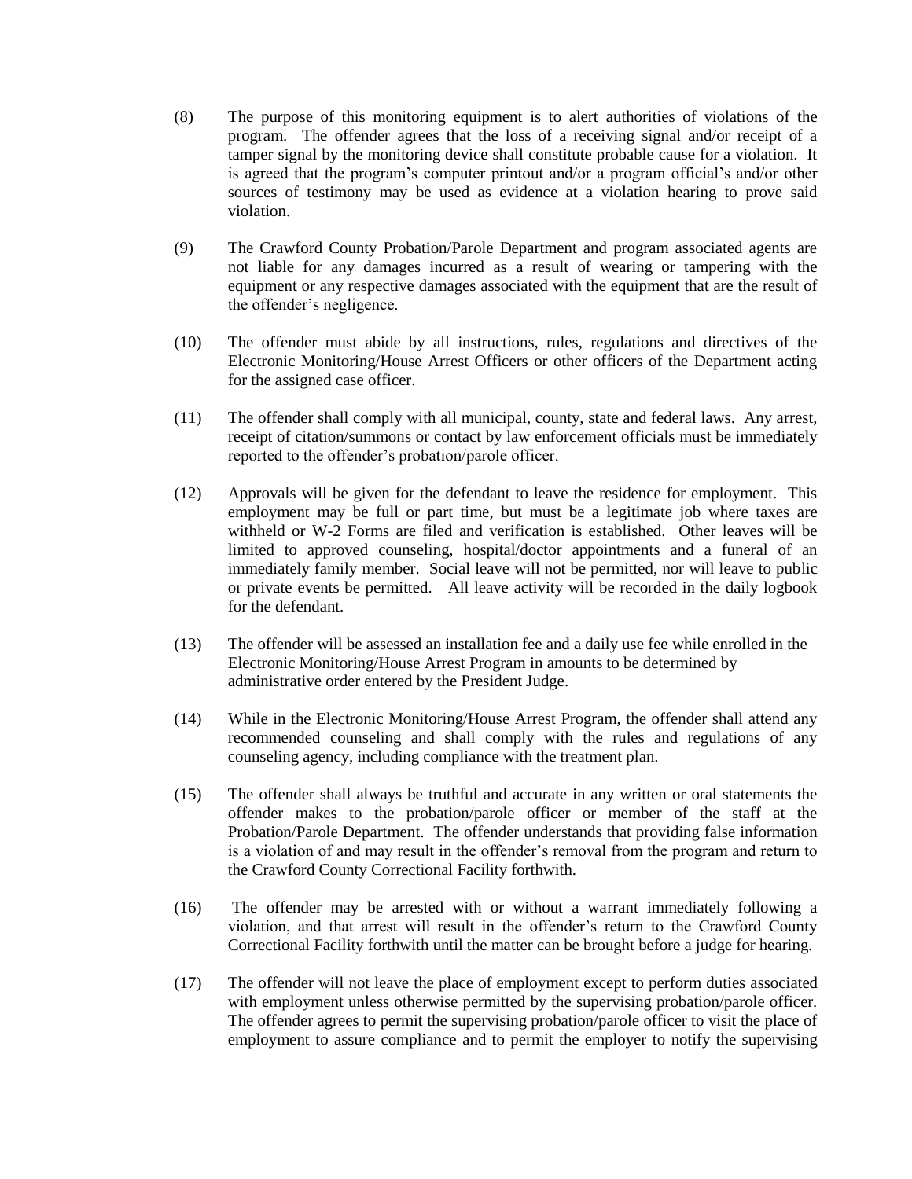(8) The purpose of this monitoring equipment is to alert authorities of violations of the program. The offender agrees that the loss of a receiving signal and/or receipt of a tamper signal by the monitoring device shall constitute probable cause for a violation. It is agreed that the program's computer printout and/or a program official's and/or other sources of testimony may be used as evidence at a violation hearing to prove said violation.

(9) The Crawford County Probation/Parole Department and program associated agents are not liable for any damages incurred as a result of wearing or tampering with the equipment or any respective damages associated with the equipment that are the result of the offender's negligence.

(10) The offender must abide by all instructions, rules, regulations and directives of the Electronic Monitoring/House Arrest Officers or other officers of the Department acting for the assigned case officer.

(11) The offender shall comply with all municipal, county, state and federal laws. Any arrest, receipt of citation/summons or contact by law enforcement officials must be immediately reported to the offender's probation/parole officer.

(12) Approvals will be given for the defendant to leave the residence for employment. This employment may be full or part time, but must be a legitimate job where taxes are withheld or W-2 Forms are filed and verification is established. Other leaves will be limited to approved counseling, hospital/doctor appointments and a funeral of an immediately family member. Social leave will not be permitted, nor will leave to public or private events be permitted. All leave activity will be recorded in the daily logbook for the defendant.

(13) The offender will be assessed an installation fee and a daily use fee while enrolled in the Electronic Monitoring/House Arrest Program in amounts to be determined by administrative order entered by the President Judge.

(14) While in the Electronic Monitoring/House Arrest Program, the offender shall attend any recommended counseling and shall comply with the rules and regulations of any counseling agency, including compliance with the treatment plan.

(15) The offender shall always be truthful and accurate in any written or oral statements the offender makes to the probation/parole officer or member of the staff at the Probation/Parole Department. The offender understands that providing false information is a violation of and may result in the offender's removal from the program and return to the Crawford County Correctional Facility forthwith.

(16) The offender may be arrested with or without a warrant immediately following a violation, and that arrest will result in the offender's return to the Crawford County Correctional Facility forthwith until the matter can be brought before a judge for hearing.

(17) The offender will not leave the place of employment except to perform duties associated with employment unless otherwise permitted by the supervising probation/parole officer. The offender agrees to permit the supervising probation/parole officer to visit the place of employment to assure compliance and to permit the employer to notify the supervising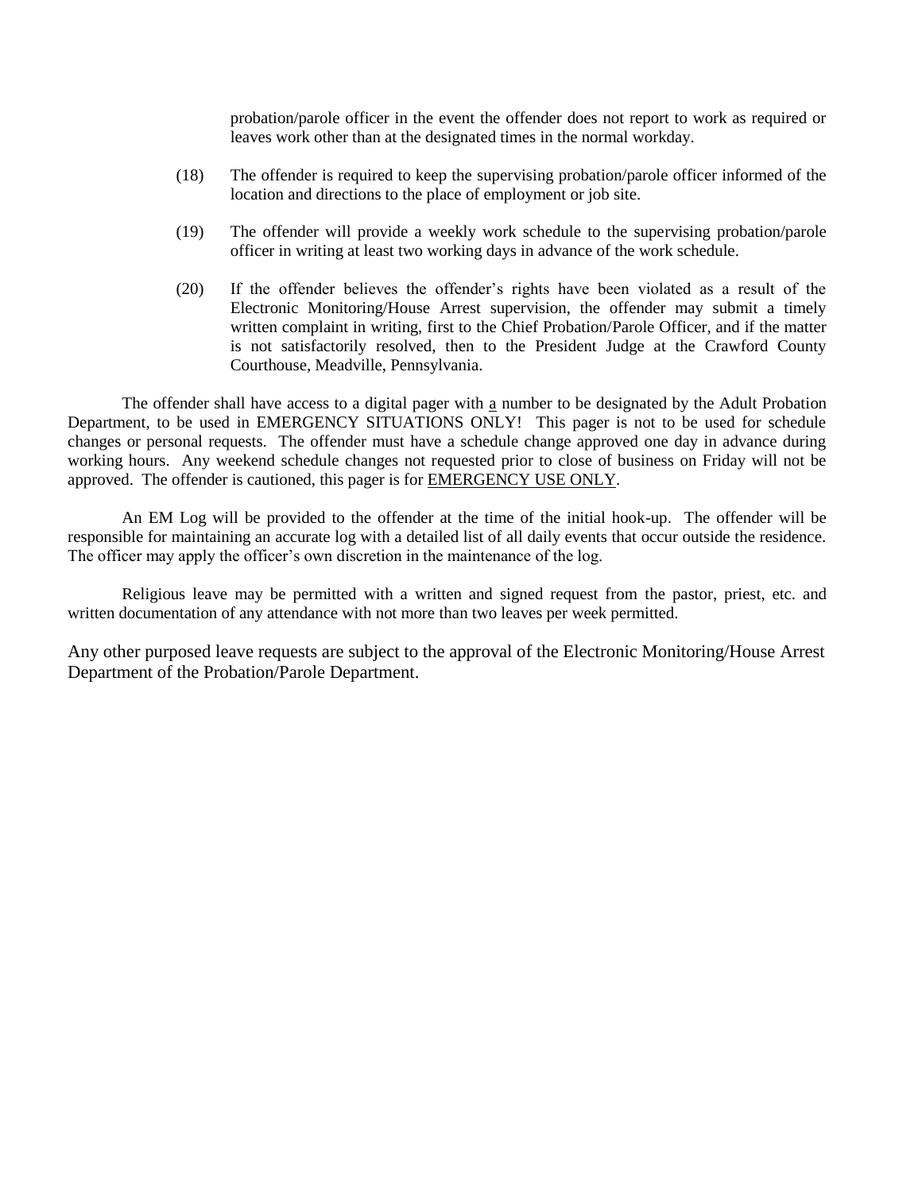probation/parole officer in the event the offender does not report to work as required or leaves work other than at the designated times in the normal workday.

(18) The offender is required to keep the supervising probation/parole officer informed of the location and directions to the place of employment or job site.

(19) The offender will provide a weekly work schedule to the supervising probation/parole officer in writing at least two working days in advance of the work schedule.

(20) If the offender believes the offender's rights have been violated as a result of the Electronic Monitoring/House Arrest supervision, the offender may submit a timely written complaint in writing, first to the Chief Probation/Parole Officer, and if the matter is not satisfactorily resolved, then to the President Judge at the Crawford County Courthouse, Meadville, Pennsylvania.

The offender shall have access to a digital pager with <u>a</u> number to be designated by the Adult Probation Department, to be used in EMERGENCY SITUATIONS ONLY! This pager is not to be used for schedule changes or personal requests. The offender must have a schedule change approved one day in advance during working hours. Any weekend schedule changes not requested prior to close of business on Friday will not be approved. The offender is cautioned, this pager is for <u>EMERGENCY USE ONLY</u>.

An EM Log will be provided to the offender at the time of the initial hook-up. The offender will be responsible for maintaining an accurate log with a detailed list of all daily events that occur outside the residence. The officer may apply the officer's own discretion in the maintenance of the log.

Religious leave may be permitted with a written and signed request from the pastor, priest, etc. and written documentation of any attendance with not more than two leaves per week permitted.

Any other purposed leave requests are subject to the approval of the Electronic Monitoring/House Arrest Department of the Probation/Parole Department.